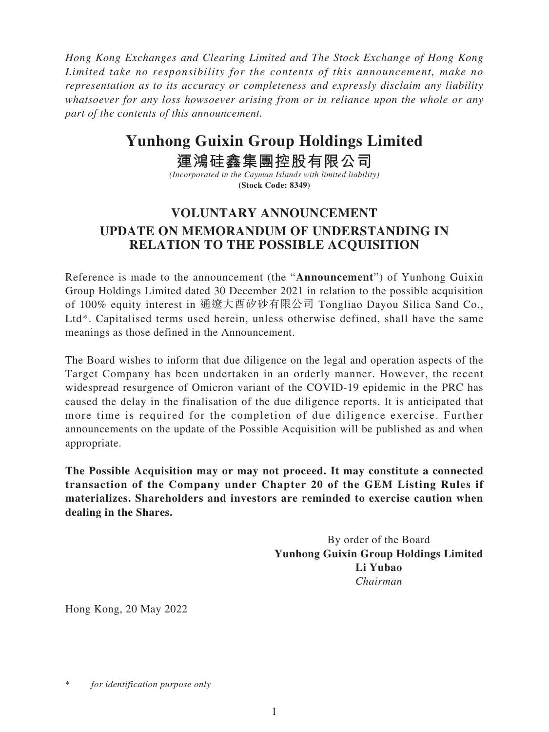*Hong Kong Exchanges and Clearing Limited and The Stock Exchange of Hong Kong Limited take no responsibility for the contents of this announcement, make no representation as to its accuracy or completeness and expressly disclaim any liability whatsoever for any loss howsoever arising from or in reliance upon the whole or any part of the contents of this announcement.*

# Yunhong Guixin Group Holdings Limited
# 運鴻硅鑫集團控股有限公司

*(Incorporated in the Cayman Islands with limited liability)*
**(Stock Code: 8349)**

## VOLUNTARY ANNOUNCEMENT
## UPDATE ON MEMORANDUM OF UNDERSTANDING IN RELATION TO THE POSSIBLE ACQUISITION

Reference is made to the announcement (the "**Announcement**") of Yunhong Guixin Group Holdings Limited dated 30 December 2021 in relation to the possible acquisition of 100% equity interest in 通遼大酉矽砂有限公司 Tongliao Dayou Silica Sand Co., Ltd*. Capitalised terms used herein, unless otherwise defined, shall have the same meanings as those defined in the Announcement.

The Board wishes to inform that due diligence on the legal and operation aspects of the Target Company has been undertaken in an orderly manner. However, the recent widespread resurgence of Omicron variant of the COVID-19 epidemic in the PRC has caused the delay in the finalisation of the due diligence reports. It is anticipated that more time is required for the completion of due diligence exercise. Further announcements on the update of the Possible Acquisition will be published as and when appropriate.

**The Possible Acquisition may or may not proceed. It may constitute a connected transaction of the Company under Chapter 20 of the GEM Listing Rules if materializes. Shareholders and investors are reminded to exercise caution when dealing in the Shares.**

By order of the Board
**Yunhong Guixin Group Holdings Limited**
**Li Yubao**
*Chairman*

Hong Kong, 20 May 2022

\* *for identification purpose only*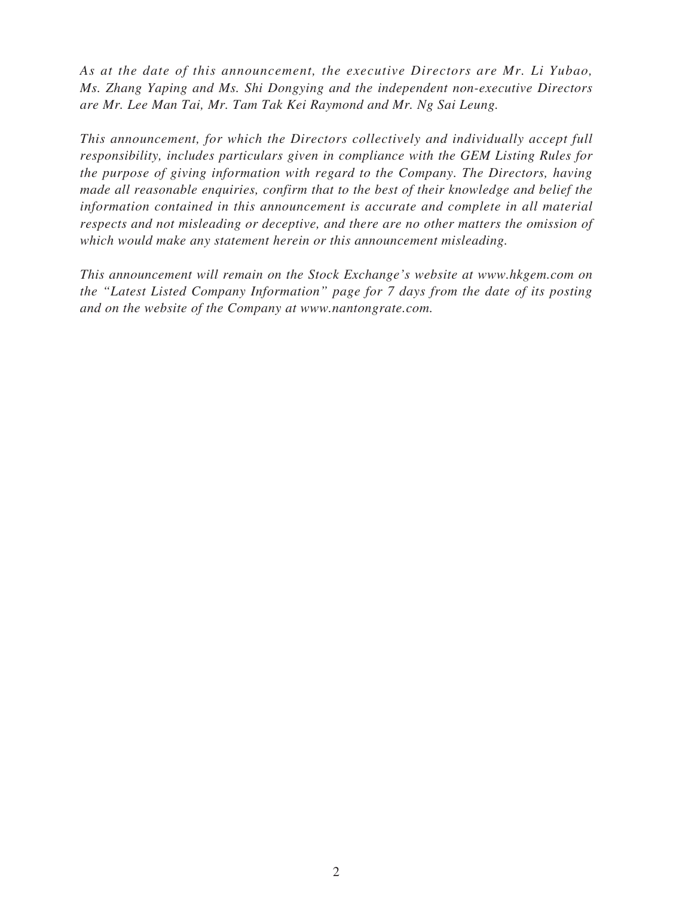*As at the date of this announcement, the executive Directors are Mr. Li Yubao, Ms. Zhang Yaping and Ms. Shi Dongying and the independent non-executive Directors are Mr. Lee Man Tai, Mr. Tam Tak Kei Raymond and Mr. Ng Sai Leung.*

*This announcement, for which the Directors collectively and individually accept full responsibility, includes particulars given in compliance with the GEM Listing Rules for the purpose of giving information with regard to the Company. The Directors, having made all reasonable enquiries, confirm that to the best of their knowledge and belief the information contained in this announcement is accurate and complete in all material respects and not misleading or deceptive, and there are no other matters the omission of which would make any statement herein or this announcement misleading.*

*This announcement will remain on the Stock Exchange's website at www.hkgem.com on the "Latest Listed Company Information" page for 7 days from the date of its posting and on the website of the Company at www.nantongrate.com.*